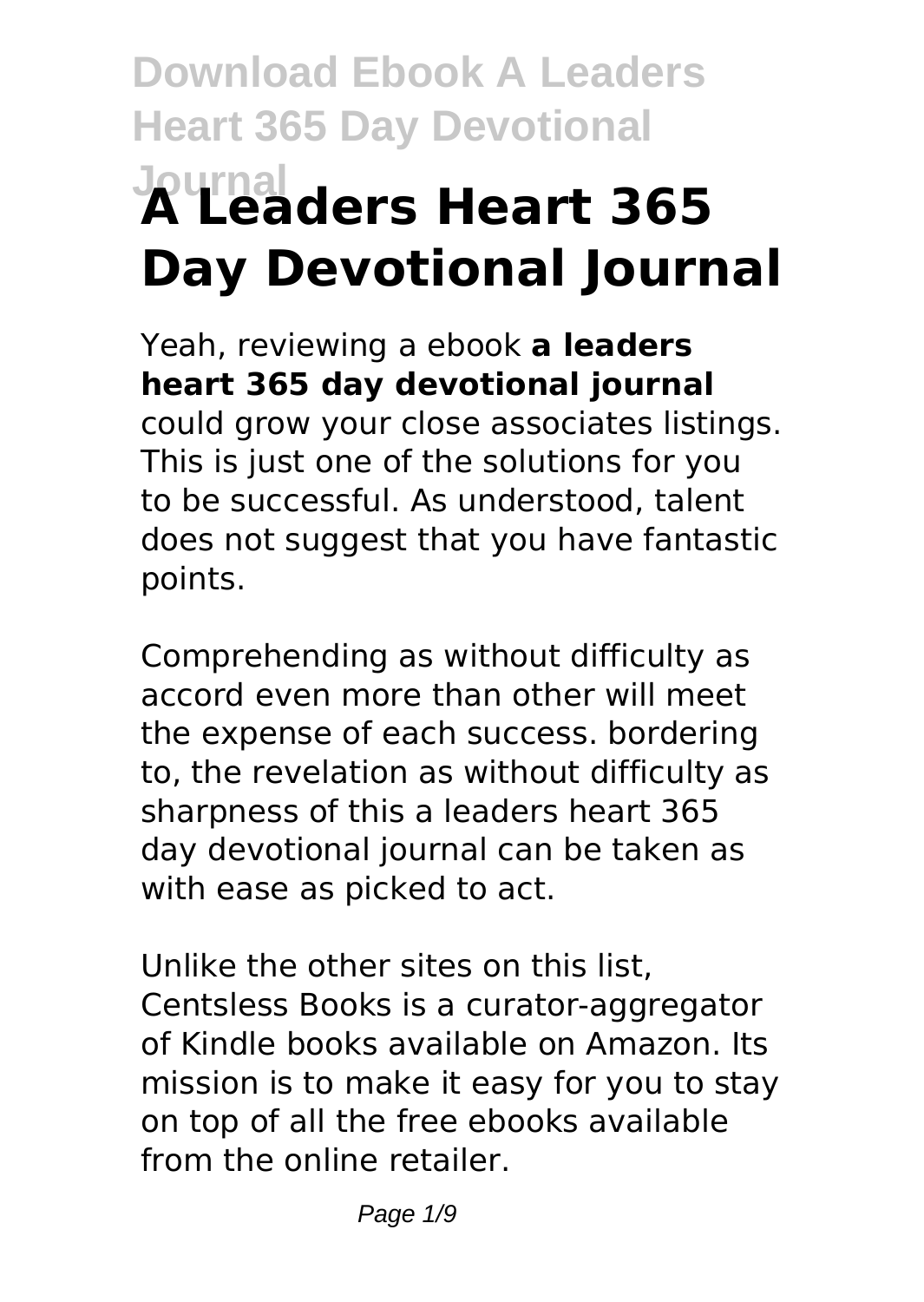# A Leaders Heart 365 Day Devotional Journal

Yeah, reviewing a ebook **a leaders heart 365 day devotional journal** could grow your close associates listings. This is just one of the solutions for you to be successful. As understood, talent does not suggest that you have fantastic points.

Comprehending as without difficulty as accord even more than other will meet the expense of each success. bordering to, the revelation as without difficulty as sharpness of this a leaders heart 365 day devotional journal can be taken as with ease as picked to act.

Unlike the other sites on this list, Centsless Books is a curator-aggregator of Kindle books available on Amazon. Its mission is to make it easy for you to stay on top of all the free ebooks available from the online retailer.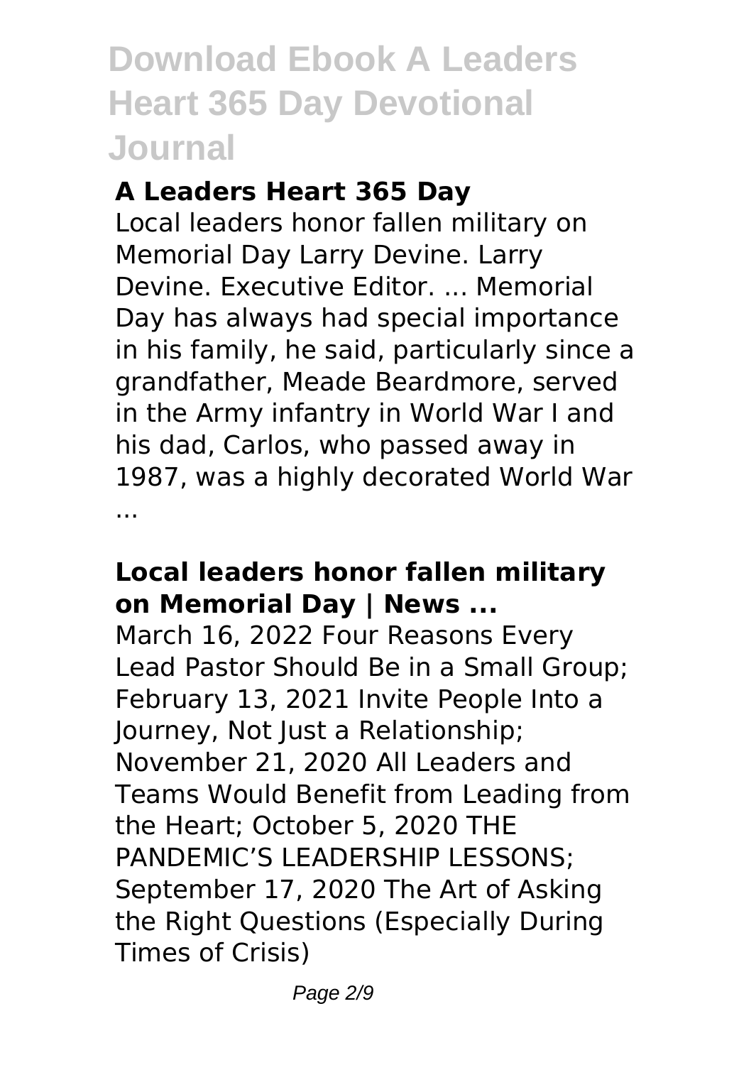### A Leaders Heart 365 Day

Local leaders honor fallen military on Memorial Day Larry Devine. Larry Devine. Executive Editor. ... Memorial Day has always had special importance in his family, he said, particularly since a grandfather, Meade Beardmore, served in the Army infantry in World War I and his dad, Carlos, who passed away in 1987, was a highly decorated World War ...

### Local leaders honor fallen military on Memorial Day | News ...

March 16, 2022 Four Reasons Every Lead Pastor Should Be in a Small Group; February 13, 2021 Invite People Into a Journey, Not Just a Relationship; November 21, 2020 All Leaders and Teams Would Benefit from Leading from the Heart; October 5, 2020 THE PANDEMIC'S LEADERSHIP LESSONS; September 17, 2020 The Art of Asking the Right Questions (Especially During Times of Crisis)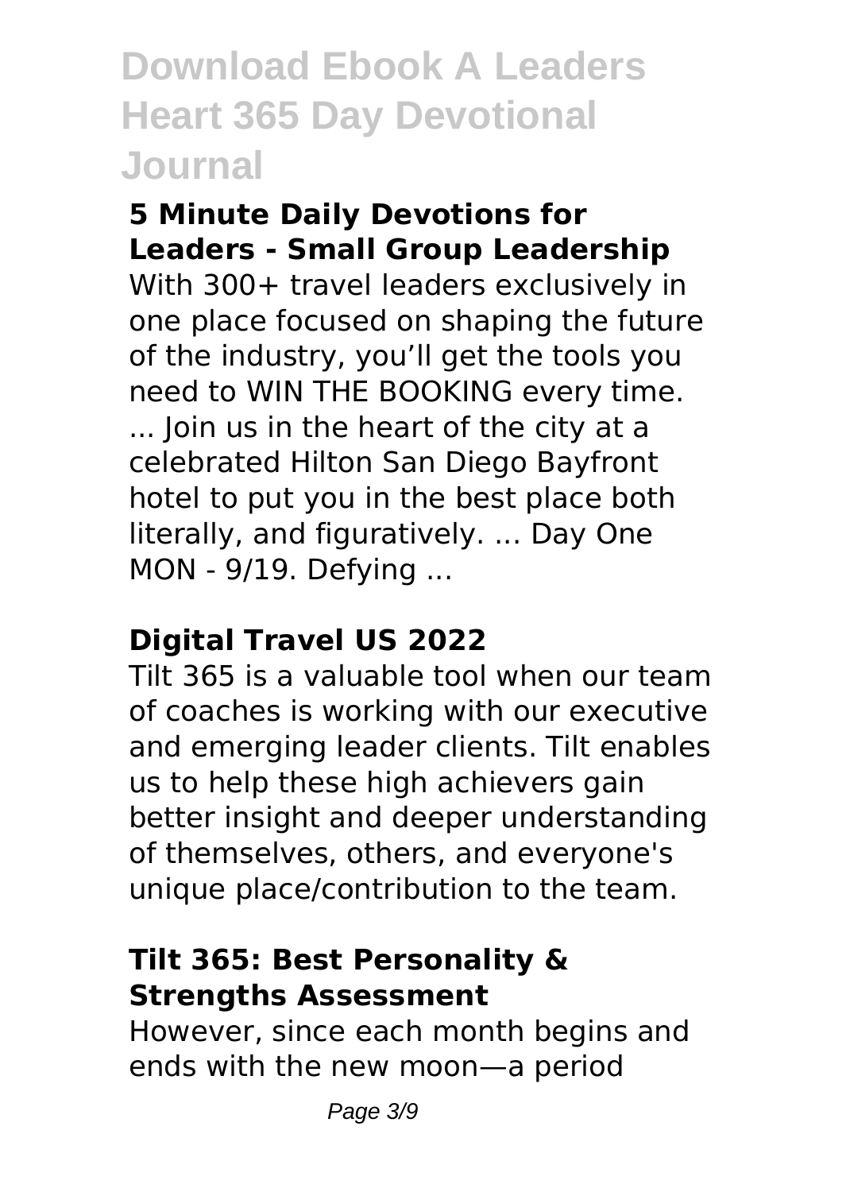### 5 Minute Daily Devotions for Leaders - Small Group Leadership

With 300+ travel leaders exclusively in one place focused on shaping the future of the industry, you'll get the tools you need to WIN THE BOOKING every time. ... Join us in the heart of the city at a celebrated Hilton San Diego Bayfront hotel to put you in the best place both literally, and figuratively. ... Day One MON - 9/19. Defying ...

### Digital Travel US 2022

Tilt 365 is a valuable tool when our team of coaches is working with our executive and emerging leader clients. Tilt enables us to help these high achievers gain better insight and deeper understanding of themselves, others, and everyone's unique place/contribution to the team.

### Tilt 365: Best Personality & Strengths Assessment

However, since each month begins and ends with the new moon—a period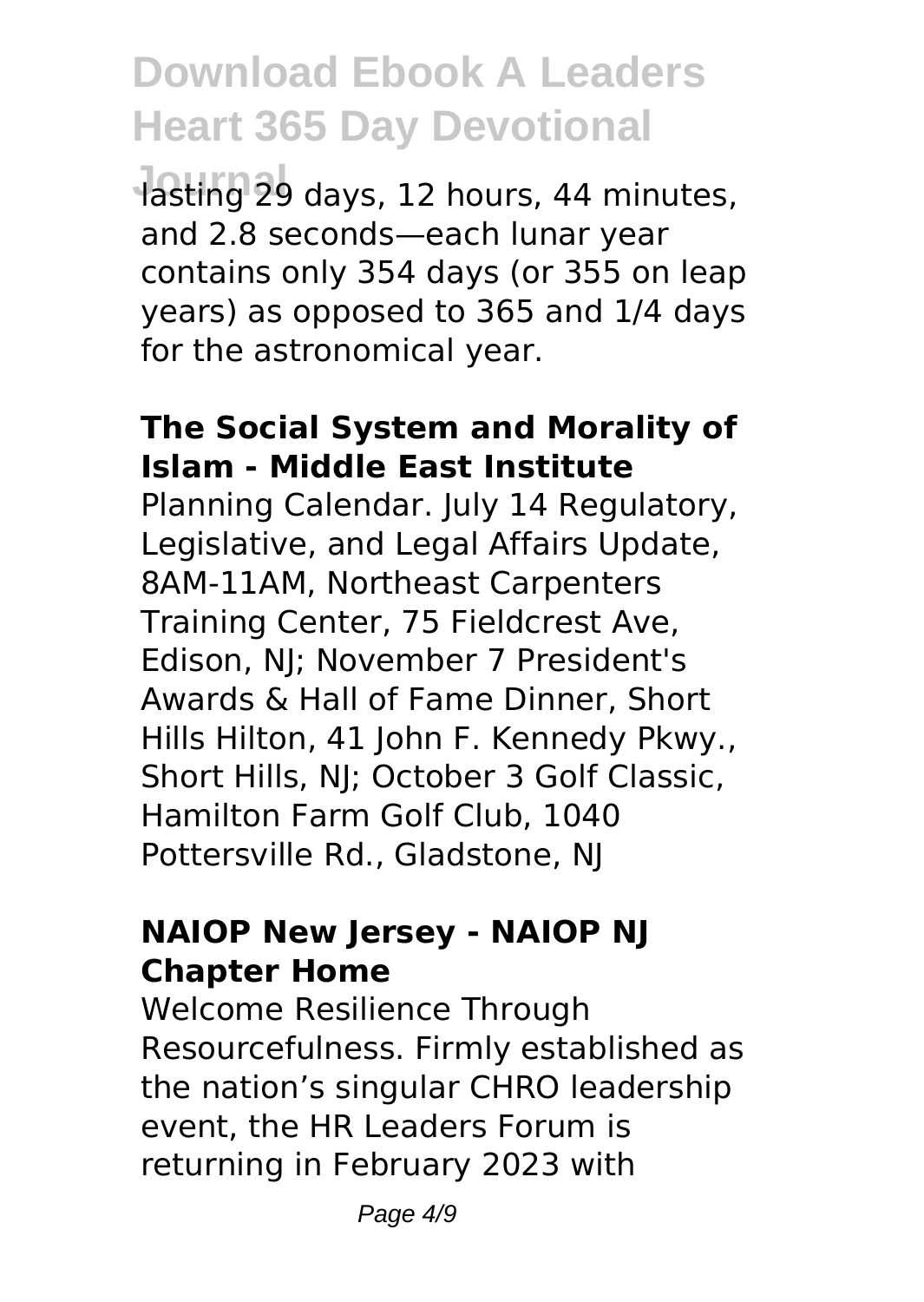lasting 29 days, 12 hours, 44 minutes, and 2.8 seconds—each lunar year contains only 354 days (or 355 on leap years) as opposed to 365 and 1/4 days for the astronomical year.

### The Social System and Morality of Islam - Middle East Institute

Planning Calendar. July 14 Regulatory, Legislative, and Legal Affairs Update, 8AM-11AM, Northeast Carpenters Training Center, 75 Fieldcrest Ave, Edison, NJ; November 7 President's Awards & Hall of Fame Dinner, Short Hills Hilton, 41 John F. Kennedy Pkwy., Short Hills, NJ; October 3 Golf Classic, Hamilton Farm Golf Club, 1040 Pottersville Rd., Gladstone, NJ

### NAIOP New Jersey - NAIOP NJ Chapter Home

Welcome Resilience Through Resourcefulness. Firmly established as the nation's singular CHRO leadership event, the HR Leaders Forum is returning in February 2023 with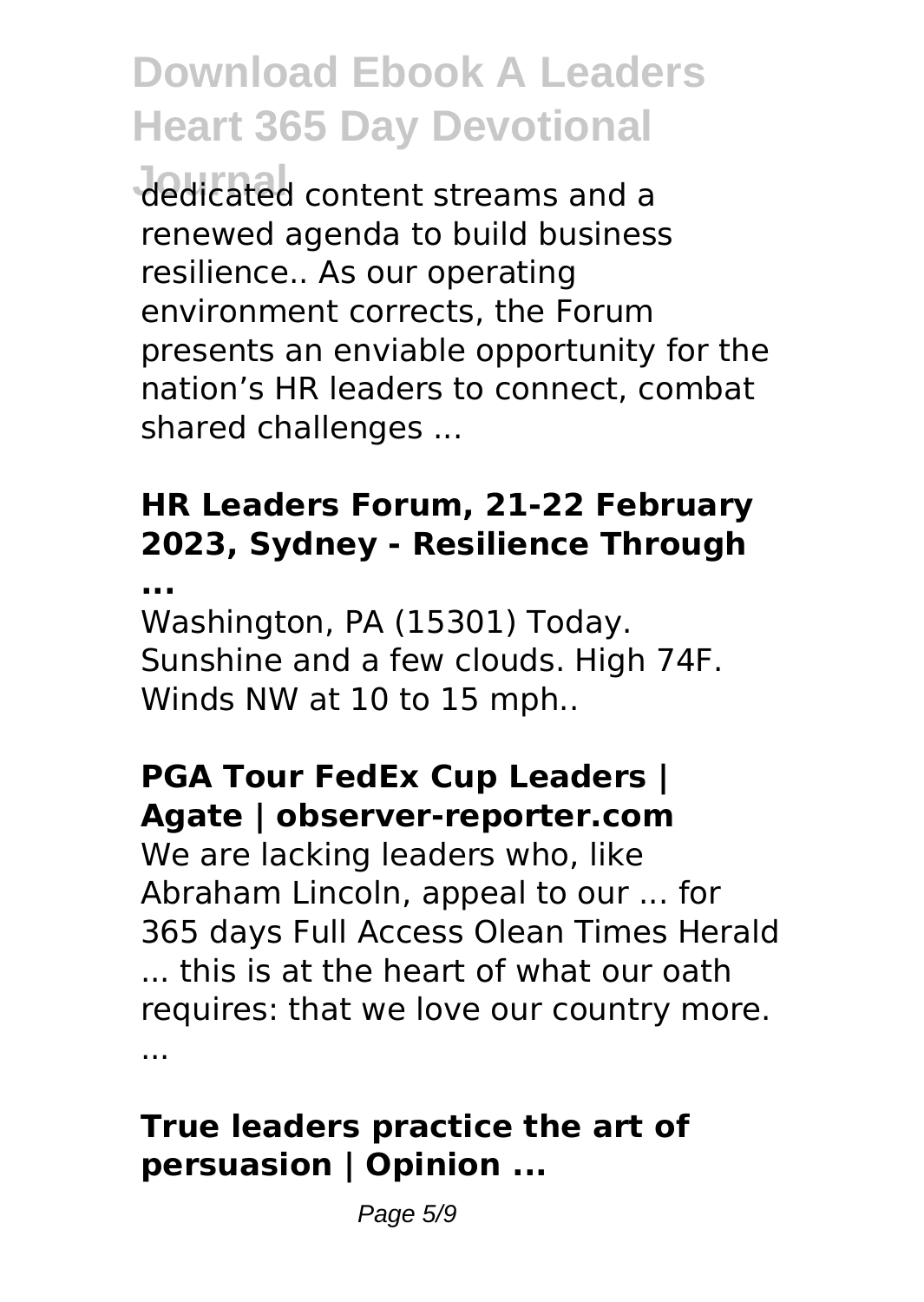dedicated content streams and a renewed agenda to build business resilience.. As our operating environment corrects, the Forum presents an enviable opportunity for the nation’s HR leaders to connect, combat shared challenges ...

### HR Leaders Forum, 21-22 February 2023, Sydney - Resilience Through ...

Washington, PA (15301) Today. Sunshine and a few clouds. High 74F. Winds NW at 10 to 15 mph..

### PGA Tour FedEx Cup Leaders | Agate | observer-reporter.com

We are lacking leaders who, like Abraham Lincoln, appeal to our ... for 365 days Full Access Olean Times Herald ... this is at the heart of what our oath requires: that we love our country more. ...

### True leaders practice the art of persuasion | Opinion ...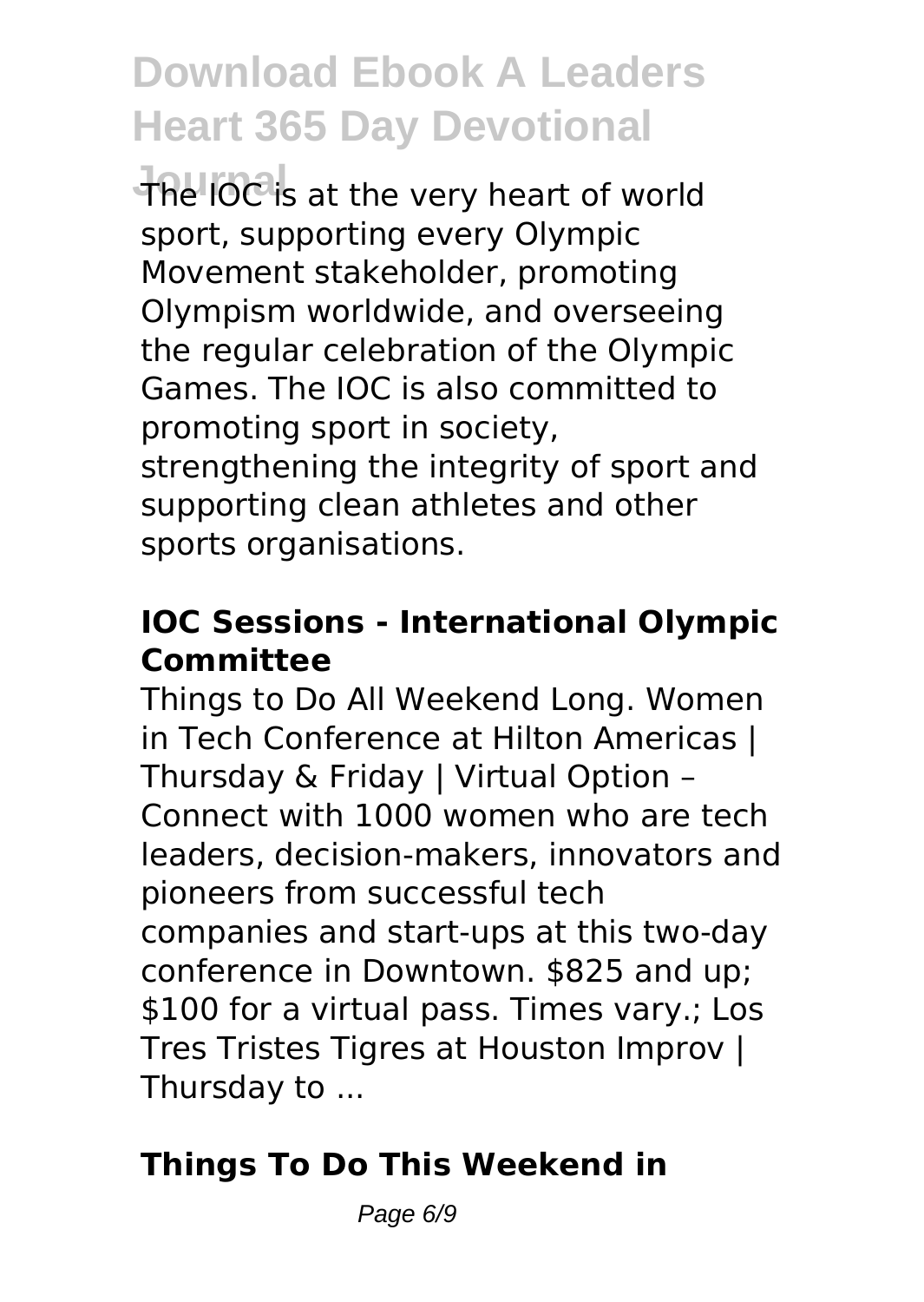The IOC is at the very heart of world sport, supporting every Olympic Movement stakeholder, promoting Olympism worldwide, and overseeing the regular celebration of the Olympic Games. The IOC is also committed to promoting sport in society, strengthening the integrity of sport and supporting clean athletes and other sports organisations.

### **IOC Sessions - International Olympic Committee**

Things to Do All Weekend Long. Women in Tech Conference at Hilton Americas | Thursday & Friday | Virtual Option – Connect with 1000 women who are tech leaders, decision-makers, innovators and pioneers from successful tech companies and start-ups at this two-day conference in Downtown. $825 and up; $100 for a virtual pass. Times vary.; Los Tres Tristes Tigres at Houston Improv | Thursday to ...

### **Things To Do This Weekend in**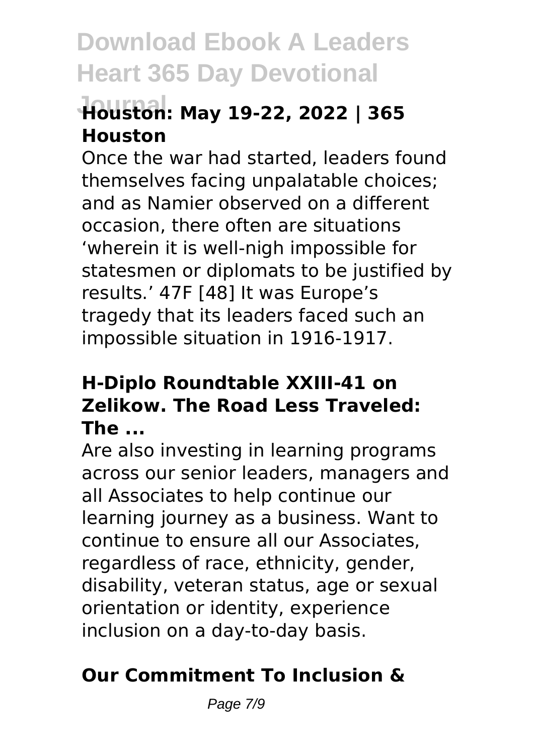### Houston: May 19-22, 2022 | 365 Houston

Once the war had started, leaders found themselves facing unpalatable choices; and as Namier observed on a different occasion, there often are situations 'wherein it is well-nigh impossible for statesmen or diplomats to be justified by results.' 47F [48] It was Europe's tragedy that its leaders faced such an impossible situation in 1916-1917.

### H-Diplo Roundtable XXIII-41 on Zelikow. The Road Less Traveled: The ...

Are also investing in learning programs across our senior leaders, managers and all Associates to help continue our learning journey as a business. Want to continue to ensure all our Associates, regardless of race, ethnicity, gender, disability, veteran status, age or sexual orientation or identity, experience inclusion on a day-to-day basis.

### Our Commitment To Inclusion &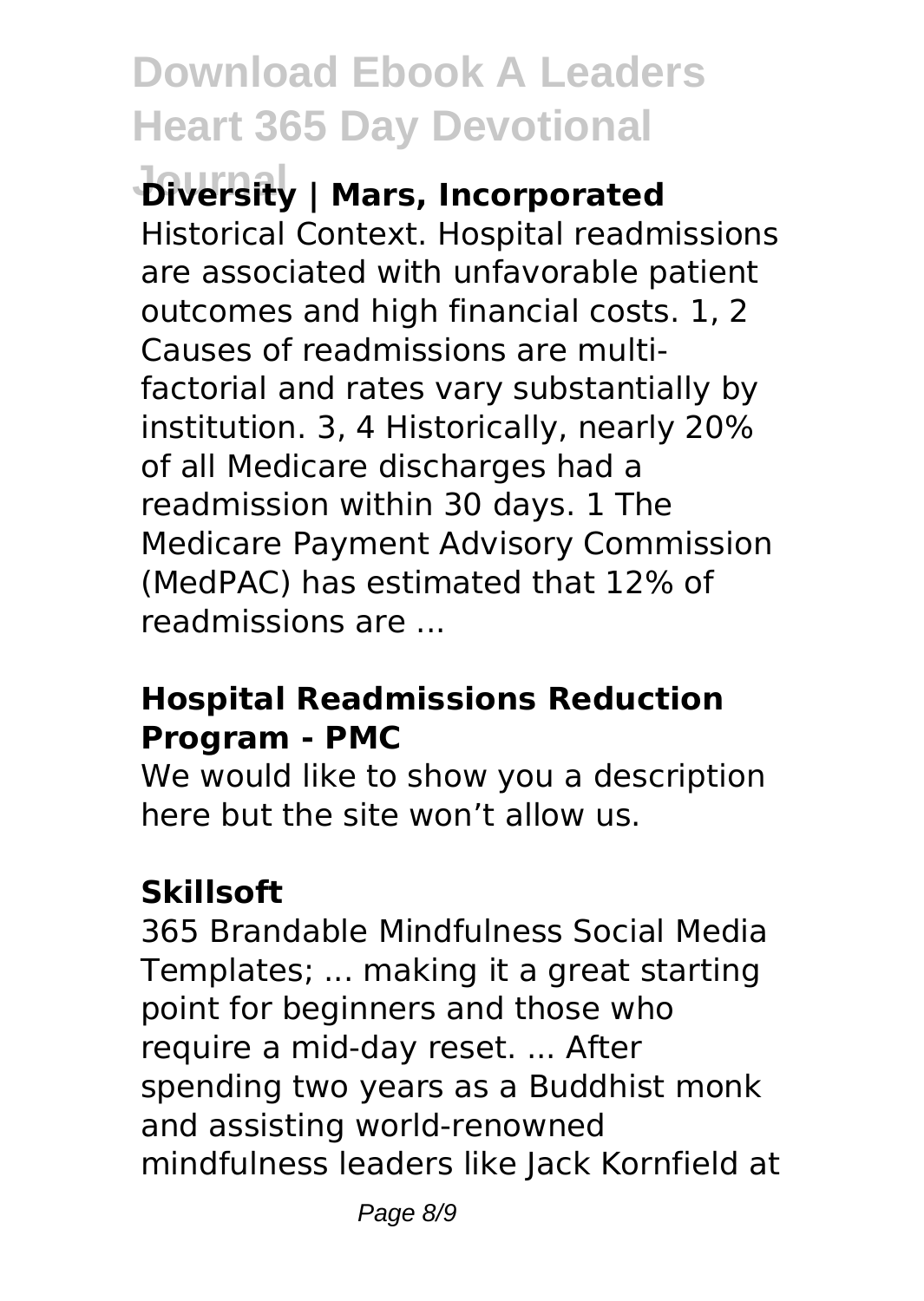**Diversity | Mars, Incorporated**

Historical Context. Hospital readmissions are associated with unfavorable patient outcomes and high financial costs. 1, 2 Causes of readmissions are multi-factorial and rates vary substantially by institution. 3, 4 Historically, nearly 20% of all Medicare discharges had a readmission within 30 days. 1 The Medicare Payment Advisory Commission (MedPAC) has estimated that 12% of readmissions are ...

**Hospital Readmissions Reduction Program - PMC**

We would like to show you a description here but the site won't allow us.

**Skillsoft**

365 Brandable Mindfulness Social Media Templates; ... making it a great starting point for beginners and those who require a mid-day reset. ... After spending two years as a Buddhist monk and assisting world-renowned mindfulness leaders like Jack Kornfield at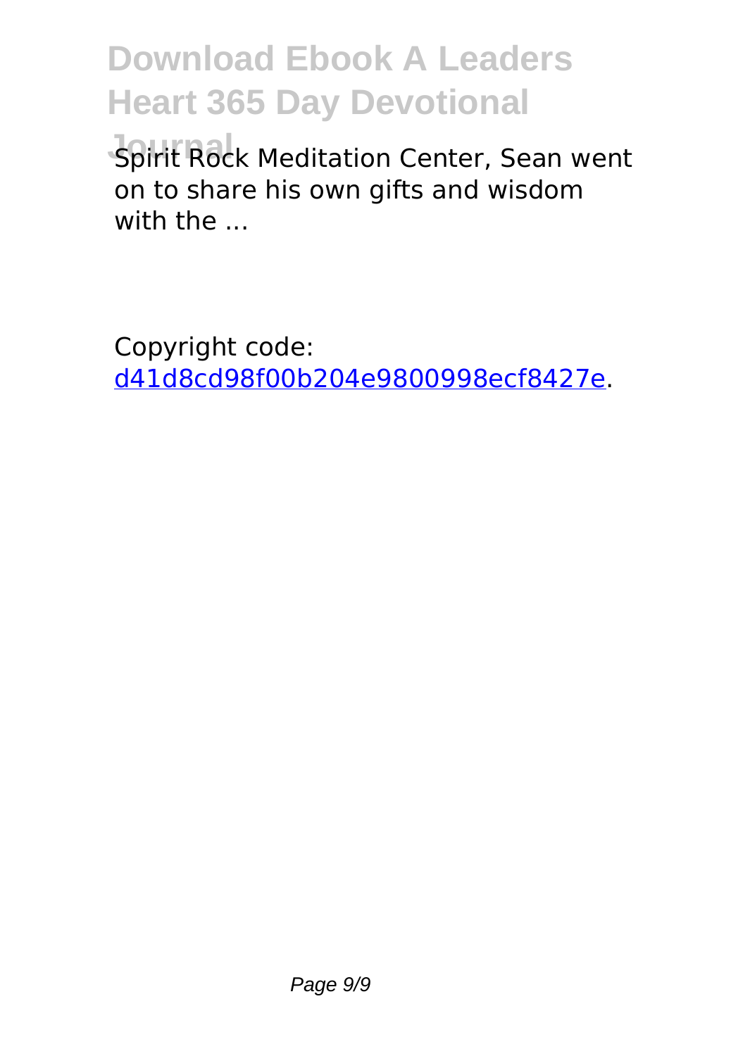Spirit Rock Meditation Center, Sean went on to share his own gifts and wisdom with the ...

Copyright code: d41d8cd98f00b204e9800998ecf8427e.